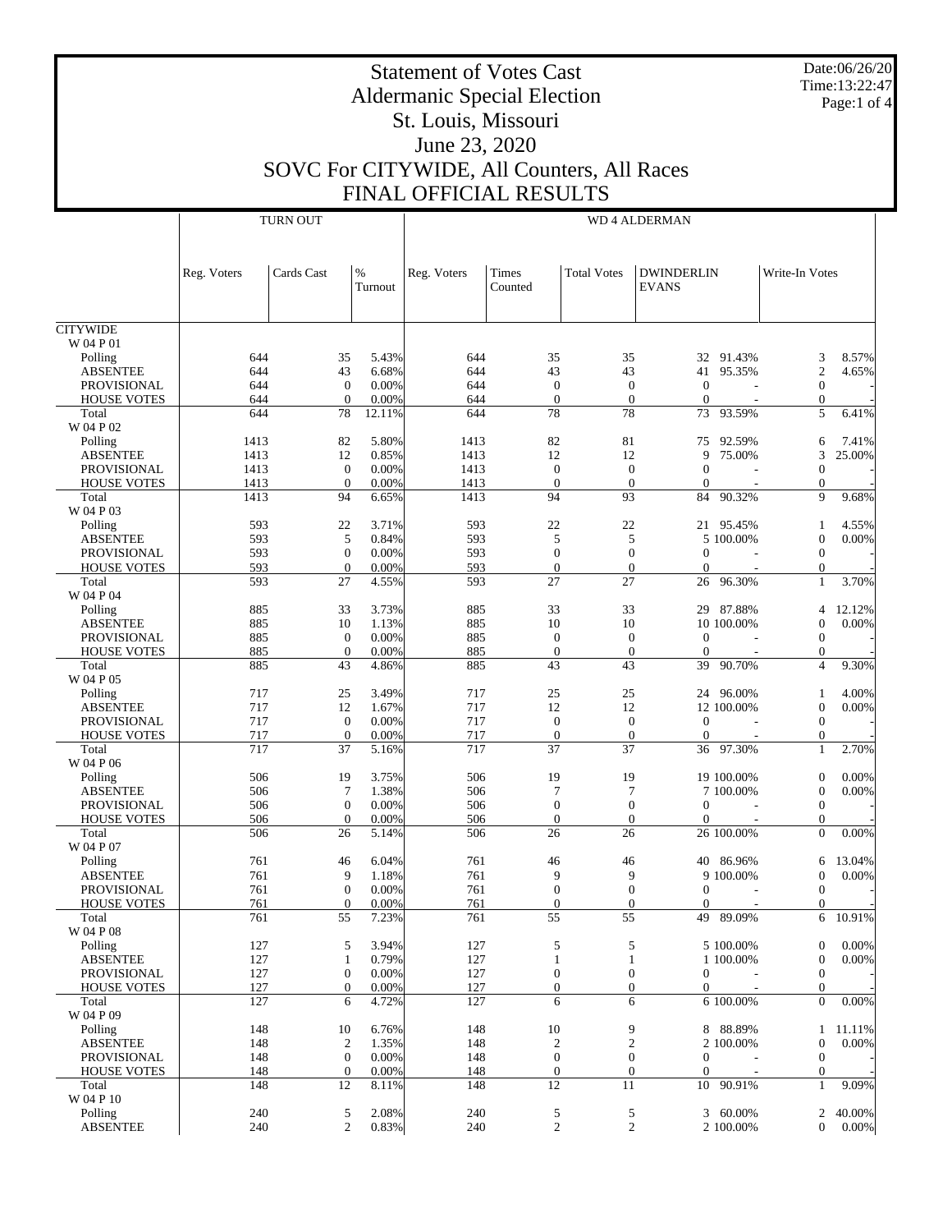# Statement of Votes Cast
## Aldermanic Special Election
## St. Louis, Missouri
## June 23, 2020
## SOVC For CITYWIDE, All Counters, All Races
## FINAL OFFICIAL RESULTS

Date:06/26/20
Time:13:22:47

| | TURN OUT | | | WD 4 ALDERMAN | | | | | | |
|---|---|---|---|---|---|---|---|---|---|---|
| | Reg. Voters | Cards Cast | % Turnout | Reg. Voters | Times Counted | Total Votes | DWINDERLIN EVANS | | Write-In Votes | |
| CITYWIDE | | | | | | | | | | |
| W 04 P 01 | | | | | | | | | | |
| Polling | 644 | 35 | 5.43% | 644 | 35 | 35 | 32 | 91.43% | 3 | 8.57% |
| ABSENTEE | 644 | 43 | 6.68% | 644 | 43 | 43 | 41 | 95.35% | 2 | 4.65% |
| PROVISIONAL | 644 | 0 | 0.00% | 644 | 0 | 0 | 0 | - | 0 | - |
| HOUSE VOTES | 644 | 0 | 0.00% | 644 | 0 | 0 | 0 | - | 0 | - |
| Total | 644 | 78 | 12.11% | 644 | 78 | 78 | 73 | 93.59% | 5 | 6.41% |
| W 04 P 02 | | | | | | | | | | |
| Polling | 1413 | 82 | 5.80% | 1413 | 82 | 81 | 75 | 92.59% | 6 | 7.41% |
| ABSENTEE | 1413 | 12 | 0.85% | 1413 | 12 | 12 | 9 | 75.00% | 3 | 25.00% |
| PROVISIONAL | 1413 | 0 | 0.00% | 1413 | 0 | 0 | 0 | - | 0 | - |
| HOUSE VOTES | 1413 | 0 | 0.00% | 1413 | 0 | 0 | 0 | - | 0 | - |
| Total | 1413 | 94 | 6.65% | 1413 | 94 | 93 | 84 | 90.32% | 9 | 9.68% |
| W 04 P 03 | | | | | | | | | | |
| Polling | 593 | 22 | 3.71% | 593 | 22 | 22 | 21 | 95.45% | 1 | 4.55% |
| ABSENTEE | 593 | 5 | 0.84% | 593 | 5 | 5 | 5 | 100.00% | 0 | 0.00% |
| PROVISIONAL | 593 | 0 | 0.00% | 593 | 0 | 0 | 0 | - | 0 | - |
| HOUSE VOTES | 593 | 0 | 0.00% | 593 | 0 | 0 | 0 | - | 0 | - |
| Total | 593 | 27 | 4.55% | 593 | 27 | 27 | 26 | 96.30% | 1 | 3.70% |
| W 04 P 04 | | | | | | | | | | |
| Polling | 885 | 33 | 3.73% | 885 | 33 | 33 | 29 | 87.88% | 4 | 12.12% |
| ABSENTEE | 885 | 10 | 1.13% | 885 | 10 | 10 | 10 | 100.00% | 0 | 0.00% |
| PROVISIONAL | 885 | 0 | 0.00% | 885 | 0 | 0 | 0 | - | 0 | - |
| HOUSE VOTES | 885 | 0 | 0.00% | 885 | 0 | 0 | 0 | - | 0 | - |
| Total | 885 | 43 | 4.86% | 885 | 43 | 43 | 39 | 90.70% | 4 | 9.30% |
| W 04 P 05 | | | | | | | | | | |
| Polling | 717 | 25 | 3.49% | 717 | 25 | 25 | 24 | 96.00% | 1 | 4.00% |
| ABSENTEE | 717 | 12 | 1.67% | 717 | 12 | 12 | 12 | 100.00% | 0 | 0.00% |
| PROVISIONAL | 717 | 0 | 0.00% | 717 | 0 | 0 | 0 | - | 0 | - |
| HOUSE VOTES | 717 | 0 | 0.00% | 717 | 0 | 0 | 0 | - | 0 | - |
| Total | 717 | 37 | 5.16% | 717 | 37 | 37 | 36 | 97.30% | 1 | 2.70% |
| W 04 P 06 | | | | | | | | | | |
| Polling | 506 | 19 | 3.75% | 506 | 19 | 19 | 19 | 100.00% | 0 | 0.00% |
| ABSENTEE | 506 | 7 | 1.38% | 506 | 7 | 7 | 7 | 100.00% | 0 | 0.00% |
| PROVISIONAL | 506 | 0 | 0.00% | 506 | 0 | 0 | 0 | - | 0 | - |
| HOUSE VOTES | 506 | 0 | 0.00% | 506 | 0 | 0 | 0 | - | 0 | - |
| Total | 506 | 26 | 5.14% | 506 | 26 | 26 | 26 | 100.00% | 0 | 0.00% |
| W 04 P 07 | | | | | | | | | | |
| Polling | 761 | 46 | 6.04% | 761 | 46 | 46 | 40 | 86.96% | 6 | 13.04% |
| ABSENTEE | 761 | 9 | 1.18% | 761 | 9 | 9 | 9 | 100.00% | 0 | 0.00% |
| PROVISIONAL | 761 | 0 | 0.00% | 761 | 0 | 0 | 0 | - | 0 | - |
| HOUSE VOTES | 761 | 0 | 0.00% | 761 | 0 | 0 | 0 | - | 0 | - |
| Total | 761 | 55 | 7.23% | 761 | 55 | 55 | 49 | 89.09% | 6 | 10.91% |
| W 04 P 08 | | | | | | | | | | |
| Polling | 127 | 5 | 3.94% | 127 | 5 | 5 | 5 | 100.00% | 0 | 0.00% |
| ABSENTEE | 127 | 1 | 0.79% | 127 | 1 | 1 | 1 | 100.00% | 0 | 0.00% |
| PROVISIONAL | 127 | 0 | 0.00% | 127 | 0 | 0 | 0 | - | 0 | - |
| HOUSE VOTES | 127 | 0 | 0.00% | 127 | 0 | 0 | 0 | - | 0 | - |
| Total | 127 | 6 | 4.72% | 127 | 6 | 6 | 6 | 100.00% | 0 | 0.00% |
| W 04 P 09 | | | | | | | | | | |
| Polling | 148 | 10 | 6.76% | 148 | 10 | 9 | 8 | 88.89% | 1 | 11.11% |
| ABSENTEE | 148 | 2 | 1.35% | 148 | 2 | 2 | 2 | 100.00% | 0 | 0.00% |
| PROVISIONAL | 148 | 0 | 0.00% | 148 | 0 | 0 | 0 | - | 0 | - |
| HOUSE VOTES | 148 | 0 | 0.00% | 148 | 0 | 0 | 0 | - | 0 | - |
| Total | 148 | 12 | 8.11% | 148 | 12 | 11 | 10 | 90.91% | 1 | 9.09% |
| W 04 P 10 | | | | | | | | | | |
| Polling | 240 | 5 | 2.08% | 240 | 5 | 5 | 3 | 60.00% | 2 | 40.00% |
| ABSENTEE | 240 | 2 | 0.83% | 240 | 2 | 2 | 2 | 100.00% | 0 | 0.00% |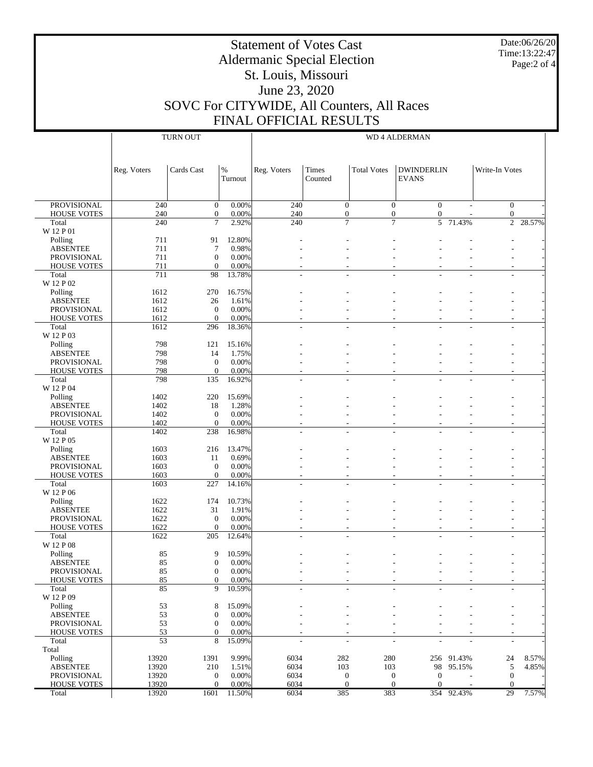# Statement of Votes Cast
## Aldermanic Special Election
## St. Louis, Missouri
## June 23, 2020
## SOVC For CITYWIDE, All Counters, All Races
## FINAL OFFICIAL RESULTS

Date:06/26/20
Time:13:22:47

| | TURN OUT | | | WD 4 ALDERMAN | | | | | | |
|---|---|---|---|---|---|---|---|---|---|---|
| | Reg. Voters | Cards Cast | % Turnout | Reg. Voters | Times Counted | Total Votes | DWINDERLIN EVANS | | Write-In Votes | |
| PROVISIONAL | 240 | 0 | 0.00% | 240 | 0 | 0 | 0 | - | 0 | - |
| HOUSE VOTES | 240 | 0 | 0.00% | 240 | 0 | 0 | 0 | - | 0 | - |
| Total | 240 | 7 | 2.92% | 240 | 7 | 7 | 5 | 71.43% | 2 | 28.57% |
| W 12 P 01 | | | | | | | | | | |
| Polling | 711 | 91 | 12.80% | - | - | - | - | - | - | - |
| ABSENTEE | 711 | 7 | 0.98% | - | - | - | - | - | - | - |
| PROVISIONAL | 711 | 0 | 0.00% | - | - | - | - | - | - | - |
| HOUSE VOTES | 711 | 0 | 0.00% | - | - | - | - | - | - | - |
| Total | 711 | 98 | 13.78% | - | - | - | - | - | - | - |
| W 12 P 02 | | | | | | | | | | |
| Polling | 1612 | 270 | 16.75% | - | - | - | - | - | - | - |
| ABSENTEE | 1612 | 26 | 1.61% | - | - | - | - | - | - | - |
| PROVISIONAL | 1612 | 0 | 0.00% | - | - | - | - | - | - | - |
| HOUSE VOTES | 1612 | 0 | 0.00% | - | - | - | - | - | - | - |
| Total | 1612 | 296 | 18.36% | - | - | - | - | - | - | - |
| W 12 P 03 | | | | | | | | | | |
| Polling | 798 | 121 | 15.16% | - | - | - | - | - | - | - |
| ABSENTEE | 798 | 14 | 1.75% | - | - | - | - | - | - | - |
| PROVISIONAL | 798 | 0 | 0.00% | - | - | - | - | - | - | - |
| HOUSE VOTES | 798 | 0 | 0.00% | - | - | - | - | - | - | - |
| Total | 798 | 135 | 16.92% | - | - | - | - | - | - | - |
| W 12 P 04 | | | | | | | | | | |
| Polling | 1402 | 220 | 15.69% | - | - | - | - | - | - | - |
| ABSENTEE | 1402 | 18 | 1.28% | - | - | - | - | - | - | - |
| PROVISIONAL | 1402 | 0 | 0.00% | - | - | - | - | - | - | - |
| HOUSE VOTES | 1402 | 0 | 0.00% | - | - | - | - | - | - | - |
| Total | 1402 | 238 | 16.98% | - | - | - | - | - | - | - |
| W 12 P 05 | | | | | | | | | | |
| Polling | 1603 | 216 | 13.47% | - | - | - | - | - | - | - |
| ABSENTEE | 1603 | 11 | 0.69% | - | - | - | - | - | - | - |
| PROVISIONAL | 1603 | 0 | 0.00% | - | - | - | - | - | - | - |
| HOUSE VOTES | 1603 | 0 | 0.00% | - | - | - | - | - | - | - |
| Total | 1603 | 227 | 14.16% | - | - | - | - | - | - | - |
| W 12 P 06 | | | | | | | | | | |
| Polling | 1622 | 174 | 10.73% | - | - | - | - | - | - | - |
| ABSENTEE | 1622 | 31 | 1.91% | - | - | - | - | - | - | - |
| PROVISIONAL | 1622 | 0 | 0.00% | - | - | - | - | - | - | - |
| HOUSE VOTES | 1622 | 0 | 0.00% | - | - | - | - | - | - | - |
| Total | 1622 | 205 | 12.64% | - | - | - | - | - | - | - |
| W 12 P 08 | | | | | | | | | | |
| Polling | 85 | 9 | 10.59% | - | - | - | - | - | - | - |
| ABSENTEE | 85 | 0 | 0.00% | - | - | - | - | - | - | - |
| PROVISIONAL | 85 | 0 | 0.00% | - | - | - | - | - | - | - |
| HOUSE VOTES | 85 | 0 | 0.00% | - | - | - | - | - | - | - |
| Total | 85 | 9 | 10.59% | - | - | - | - | - | - | - |
| W 12 P 09 | | | | | | | | | | |
| Polling | 53 | 8 | 15.09% | - | - | - | - | - | - | - |
| ABSENTEE | 53 | 0 | 0.00% | - | - | - | - | - | - | - |
| PROVISIONAL | 53 | 0 | 0.00% | - | - | - | - | - | - | - |
| HOUSE VOTES | 53 | 0 | 0.00% | - | - | - | - | - | - | - |
| Total | 53 | 8 | 15.09% | - | - | - | - | - | - | - |
| Total | | | | | | | | | | |
| Polling | 13920 | 1391 | 9.99% | 6034 | 282 | 280 | 256 | 91.43% | 24 | 8.57% |
| ABSENTEE | 13920 | 210 | 1.51% | 6034 | 103 | 103 | 98 | 95.15% | 5 | 4.85% |
| PROVISIONAL | 13920 | 0 | 0.00% | 6034 | 0 | 0 | 0 | - | 0 | - |
| HOUSE VOTES | 13920 | 0 | 0.00% | 6034 | 0 | 0 | 0 | - | 0 | - |
| Total | 13920 | 1601 | 11.50% | 6034 | 385 | 383 | 354 | 92.43% | 29 | 7.57% |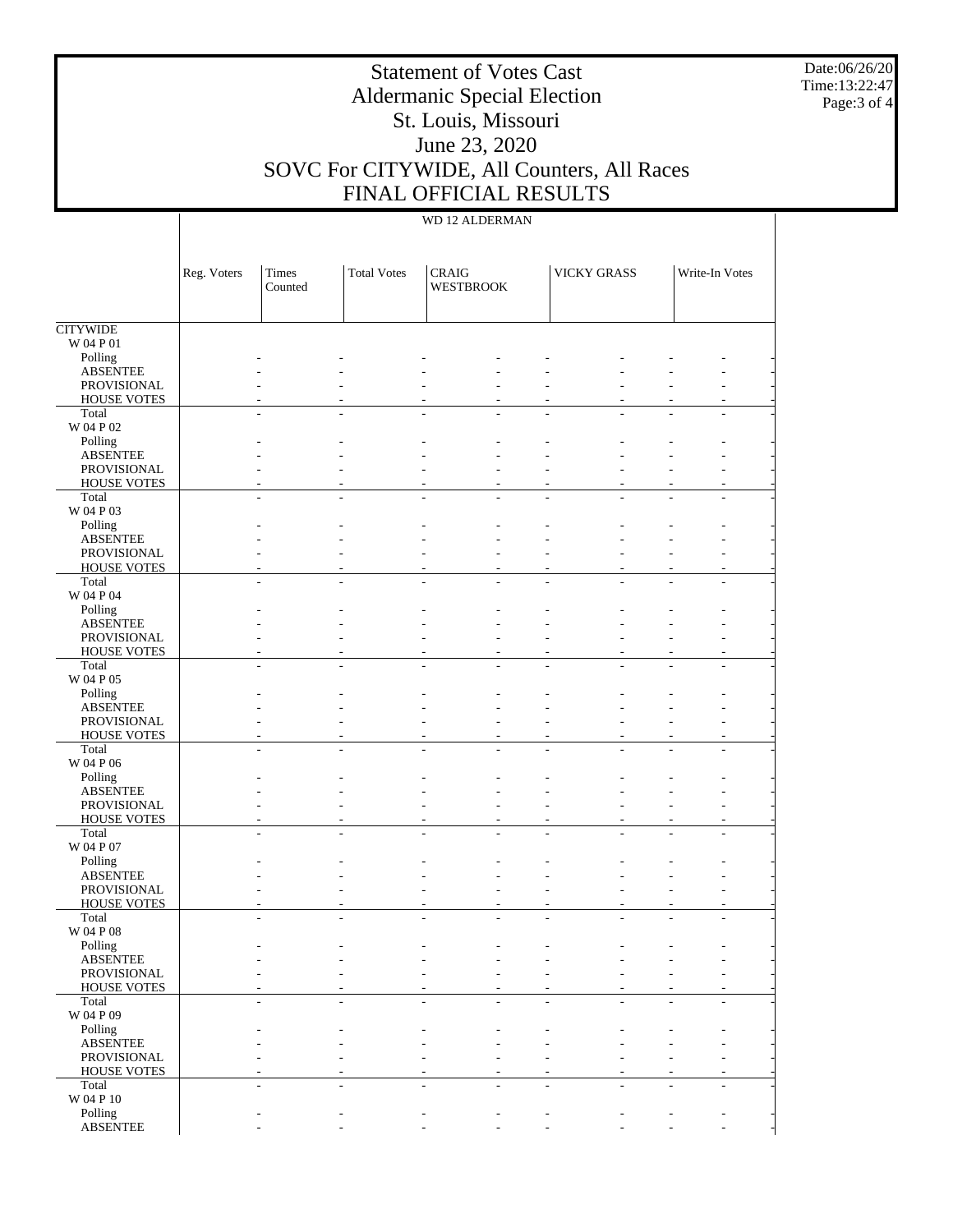# Statement of Votes Cast
## Aldermanic Special Election
## St. Louis, Missouri
## June 23, 2020
## SOVC For CITYWIDE, All Counters, All Races
## FINAL OFFICIAL RESULTS

WD 12 ALDERMAN

| | Reg. Voters | Times Counted | Total Votes | CRAIG WESTBROOK | | VICKY GRASS | | Write-In Votes | |
|---|---|---|---|---|---|---|---|---|---|
| CITYWIDE | | | | | | | | | |
| W 04 P 01 | | | | | | | | | |
| Polling | - | - | - | - | - | - | - | - | - |
| ABSENTEE | - | - | - | - | - | - | - | - | - |
| PROVISIONAL | - | - | - | - | - | - | - | - | - |
| HOUSE VOTES | - | - | - | - | - | - | - | - | - |
| Total | - | - | - | - | - | - | - | - | - |
| W 04 P 02 | | | | | | | | | |
| Polling | - | - | - | - | - | - | - | - | - |
| ABSENTEE | - | - | - | - | - | - | - | - | - |
| PROVISIONAL | - | - | - | - | - | - | - | - | - |
| HOUSE VOTES | - | - | - | - | - | - | - | - | - |
| Total | - | - | - | - | - | - | - | - | - |
| W 04 P 03 | | | | | | | | | |
| Polling | - | - | - | - | - | - | - | - | - |
| ABSENTEE | - | - | - | - | - | - | - | - | - |
| PROVISIONAL | - | - | - | - | - | - | - | - | - |
| HOUSE VOTES | - | - | - | - | - | - | - | - | - |
| Total | - | - | - | - | - | - | - | - | - |
| W 04 P 04 | | | | | | | | | |
| Polling | - | - | - | - | - | - | - | - | - |
| ABSENTEE | - | - | - | - | - | - | - | - | - |
| PROVISIONAL | - | - | - | - | - | - | - | - | - |
| HOUSE VOTES | - | - | - | - | - | - | - | - | - |
| Total | - | - | - | - | - | - | - | - | - |
| W 04 P 05 | | | | | | | | | |
| Polling | - | - | - | - | - | - | - | - | - |
| ABSENTEE | - | - | - | - | - | - | - | - | - |
| PROVISIONAL | - | - | - | - | - | - | - | - | - |
| HOUSE VOTES | - | - | - | - | - | - | - | - | - |
| Total | - | - | - | - | - | - | - | - | - |
| W 04 P 06 | | | | | | | | | |
| Polling | - | - | - | - | - | - | - | - | - |
| ABSENTEE | - | - | - | - | - | - | - | - | - |
| PROVISIONAL | - | - | - | - | - | - | - | - | - |
| HOUSE VOTES | - | - | - | - | - | - | - | - | - |
| Total | - | - | - | - | - | - | - | - | - |
| W 04 P 07 | | | | | | | | | |
| Polling | - | - | - | - | - | - | - | - | - |
| ABSENTEE | - | - | - | - | - | - | - | - | - |
| PROVISIONAL | - | - | - | - | - | - | - | - | - |
| HOUSE VOTES | - | - | - | - | - | - | - | - | - |
| Total | - | - | - | - | - | - | - | - | - |
| W 04 P 08 | | | | | | | | | |
| Polling | - | - | - | - | - | - | - | - | - |
| ABSENTEE | - | - | - | - | - | - | - | - | - |
| PROVISIONAL | - | - | - | - | - | - | - | - | - |
| HOUSE VOTES | - | - | - | - | - | - | - | - | - |
| Total | - | - | - | - | - | - | - | - | - |
| W 04 P 09 | | | | | | | | | |
| Polling | - | - | - | - | - | - | - | - | - |
| ABSENTEE | - | - | - | - | - | - | - | - | - |
| PROVISIONAL | - | - | - | - | - | - | - | - | - |
| HOUSE VOTES | - | - | - | - | - | - | - | - | - |
| Total | - | - | - | - | - | - | - | - | - |
| W 04 P 10 | | | | | | | | | |
| Polling | - | - | - | - | - | - | - | - | - |
| ABSENTEE | - | - | - | - | - | - | - | - | - |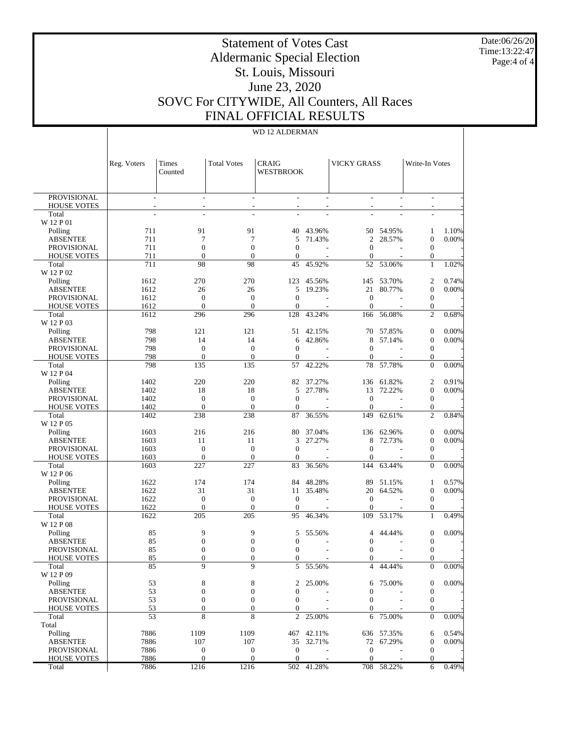# Statement of Votes Cast
## Aldermanic Special Election
## St. Louis, Missouri
## June 23, 2020
## SOVC For CITYWIDE, All Counters, All Races
## FINAL OFFICIAL RESULTS

Date:06/26/20
Time:13:22:47

WD 12 ALDERMAN

| | Reg. Voters | Times Counted | Total Votes | CRAIG WESTBROOK | | VICKY GRASS | | Write-In Votes | |
|---|---|---|---|---|---|---|---|---|---|
| PROVISIONAL | - | - | - | - | - | - | - | - | - |
| HOUSE VOTES | - | - | - | - | - | - | - | - | - |
| Total | - | - | - | - | - | - | - | - | - |
| W 12 P 01 | | | | | | | | | |
| Polling | 711 | 91 | 91 | 40 | 43.96% | 50 | 54.95% | 1 | 1.10% |
| ABSENTEE | 711 | 7 | 7 | 5 | 71.43% | 2 | 28.57% | 0 | 0.00% |
| PROVISIONAL | 711 | 0 | 0 | 0 | - | 0 | - | 0 | - |
| HOUSE VOTES | 711 | 0 | 0 | 0 | - | 0 | - | 0 | - |
| Total | 711 | 98 | 98 | 45 | 45.92% | 52 | 53.06% | 1 | 1.02% |
| W 12 P 02 | | | | | | | | | |
| Polling | 1612 | 270 | 270 | 123 | 45.56% | 145 | 53.70% | 2 | 0.74% |
| ABSENTEE | 1612 | 26 | 26 | 5 | 19.23% | 21 | 80.77% | 0 | 0.00% |
| PROVISIONAL | 1612 | 0 | 0 | 0 | - | 0 | - | 0 | - |
| HOUSE VOTES | 1612 | 0 | 0 | 0 | - | 0 | - | 0 | - |
| Total | 1612 | 296 | 296 | 128 | 43.24% | 166 | 56.08% | 2 | 0.68% |
| W 12 P 03 | | | | | | | | | |
| Polling | 798 | 121 | 121 | 51 | 42.15% | 70 | 57.85% | 0 | 0.00% |
| ABSENTEE | 798 | 14 | 14 | 6 | 42.86% | 8 | 57.14% | 0 | 0.00% |
| PROVISIONAL | 798 | 0 | 0 | 0 | - | 0 | - | 0 | - |
| HOUSE VOTES | 798 | 0 | 0 | 0 | - | 0 | - | 0 | - |
| Total | 798 | 135 | 135 | 57 | 42.22% | 78 | 57.78% | 0 | 0.00% |
| W 12 P 04 | | | | | | | | | |
| Polling | 1402 | 220 | 220 | 82 | 37.27% | 136 | 61.82% | 2 | 0.91% |
| ABSENTEE | 1402 | 18 | 18 | 5 | 27.78% | 13 | 72.22% | 0 | 0.00% |
| PROVISIONAL | 1402 | 0 | 0 | 0 | - | 0 | - | 0 | - |
| HOUSE VOTES | 1402 | 0 | 0 | 0 | - | 0 | - | 0 | - |
| Total | 1402 | 238 | 238 | 87 | 36.55% | 149 | 62.61% | 2 | 0.84% |
| W 12 P 05 | | | | | | | | | |
| Polling | 1603 | 216 | 216 | 80 | 37.04% | 136 | 62.96% | 0 | 0.00% |
| ABSENTEE | 1603 | 11 | 11 | 3 | 27.27% | 8 | 72.73% | 0 | 0.00% |
| PROVISIONAL | 1603 | 0 | 0 | 0 | - | 0 | - | 0 | - |
| HOUSE VOTES | 1603 | 0 | 0 | 0 | - | 0 | - | 0 | - |
| Total | 1603 | 227 | 227 | 83 | 36.56% | 144 | 63.44% | 0 | 0.00% |
| W 12 P 06 | | | | | | | | | |
| Polling | 1622 | 174 | 174 | 84 | 48.28% | 89 | 51.15% | 1 | 0.57% |
| ABSENTEE | 1622 | 31 | 31 | 11 | 35.48% | 20 | 64.52% | 0 | 0.00% |
| PROVISIONAL | 1622 | 0 | 0 | 0 | - | 0 | - | 0 | - |
| HOUSE VOTES | 1622 | 0 | 0 | 0 | - | 0 | - | 0 | - |
| Total | 1622 | 205 | 205 | 95 | 46.34% | 109 | 53.17% | 1 | 0.49% |
| W 12 P 08 | | | | | | | | | |
| Polling | 85 | 9 | 9 | 5 | 55.56% | 4 | 44.44% | 0 | 0.00% |
| ABSENTEE | 85 | 0 | 0 | 0 | - | 0 | - | 0 | - |
| PROVISIONAL | 85 | 0 | 0 | 0 | - | 0 | - | 0 | - |
| HOUSE VOTES | 85 | 0 | 0 | 0 | - | 0 | - | 0 | - |
| Total | 85 | 9 | 9 | 5 | 55.56% | 4 | 44.44% | 0 | 0.00% |
| W 12 P 09 | | | | | | | | | |
| Polling | 53 | 8 | 8 | 2 | 25.00% | 6 | 75.00% | 0 | 0.00% |
| ABSENTEE | 53 | 0 | 0 | 0 | - | 0 | - | 0 | - |
| PROVISIONAL | 53 | 0 | 0 | 0 | - | 0 | - | 0 | - |
| HOUSE VOTES | 53 | 0 | 0 | 0 | - | 0 | - | 0 | - |
| Total | 53 | 8 | 8 | 2 | 25.00% | 6 | 75.00% | 0 | 0.00% |
| Total | | | | | | | | | |
| Polling | 7886 | 1109 | 1109 | 467 | 42.11% | 636 | 57.35% | 6 | 0.54% |
| ABSENTEE | 7886 | 107 | 107 | 35 | 32.71% | 72 | 67.29% | 0 | 0.00% |
| PROVISIONAL | 7886 | 0 | 0 | 0 | - | 0 | - | 0 | - |
| HOUSE VOTES | 7886 | 0 | 0 | 0 | - | 0 | - | 0 | - |
| Total | 7886 | 1216 | 1216 | 502 | 41.28% | 708 | 58.22% | 6 | 0.49% |